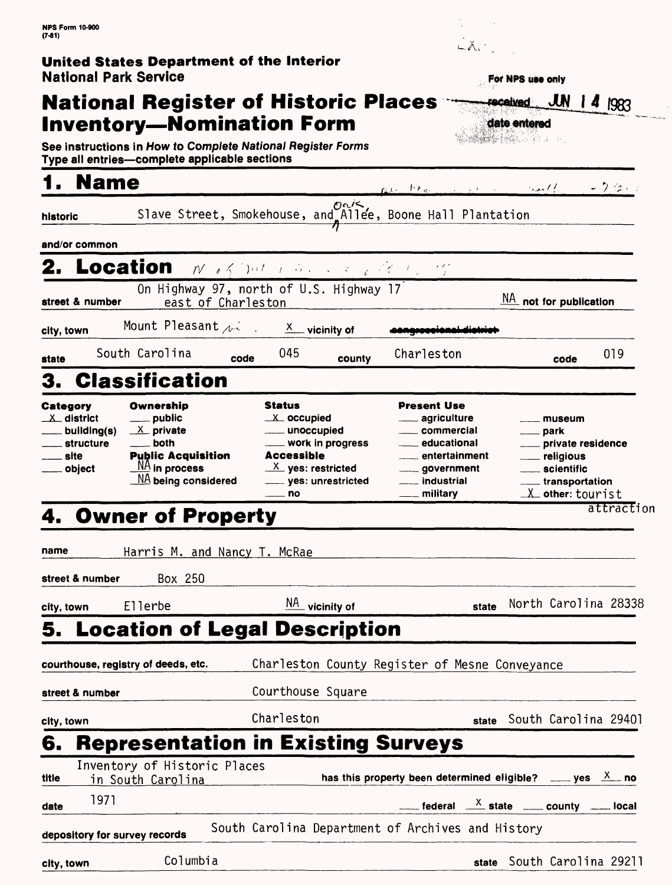NPS Form 10-900
(7-81)

**United States Department of the Interior**
**National Park Service**

For NPS use only

received JUN 14 1983

date entered

# National Register of Historic Places Inventory—Nomination Form

See instructions in *How to Complete National Register Forms*
Type all entries—complete applicable sections

## 1. Name

historic: Slave Street, Smokehouse, and Oak Allée, Boone Hall Plantation

and/or common:

## 2. Location

street & number: On Highway 97, north of U.S. Highway 17 east of Charleston — NA not for publication

city, town: Mount Pleasant — X vicinity of — ~~congressional district~~

state: South Carolina — code 045 — county: Charleston — code 019

## 3. Classification

| Category | Ownership | Status | Present Use | |
|---|---|---|---|---|
| X district | ___ public | X occupied | ___ agriculture | ___ museum |
| ___ building(s) | X private | ___ unoccupied | ___ commercial | ___ park |
| ___ structure | ___ both | ___ work in progress | ___ educational | ___ private residence |
| ___ site | **Public Acquisition** | **Accessible** | ___ entertainment | ___ religious |
| ___ object | NA in process | X yes: restricted | ___ government | ___ scientific |
| | NA being considered | ___ yes: unrestricted | ___ industrial | ___ transportation |
| | | ___ no | ___ military | X other: tourist attraction |

## 4. Owner of Property

name: Harris M. and Nancy T. McRae

street & number: Box 250

city, town: Ellerbe — NA vicinity of — state: North Carolina 28338

## 5. Location of Legal Description

courthouse, registry of deeds, etc.: Charleston County Register of Mesne Conveyance

street & number: Courthouse Square

city, town: Charleston — state: South Carolina 29401

## 6. Representation in Existing Surveys

title: Inventory of Historic Places in South Carolina — has this property been determined eligible? ___ yes X no

date: 1971 — ___ federal X state ___ county ___ local

depository for survey records: South Carolina Department of Archives and History

city, town: Columbia — state: South Carolina 29211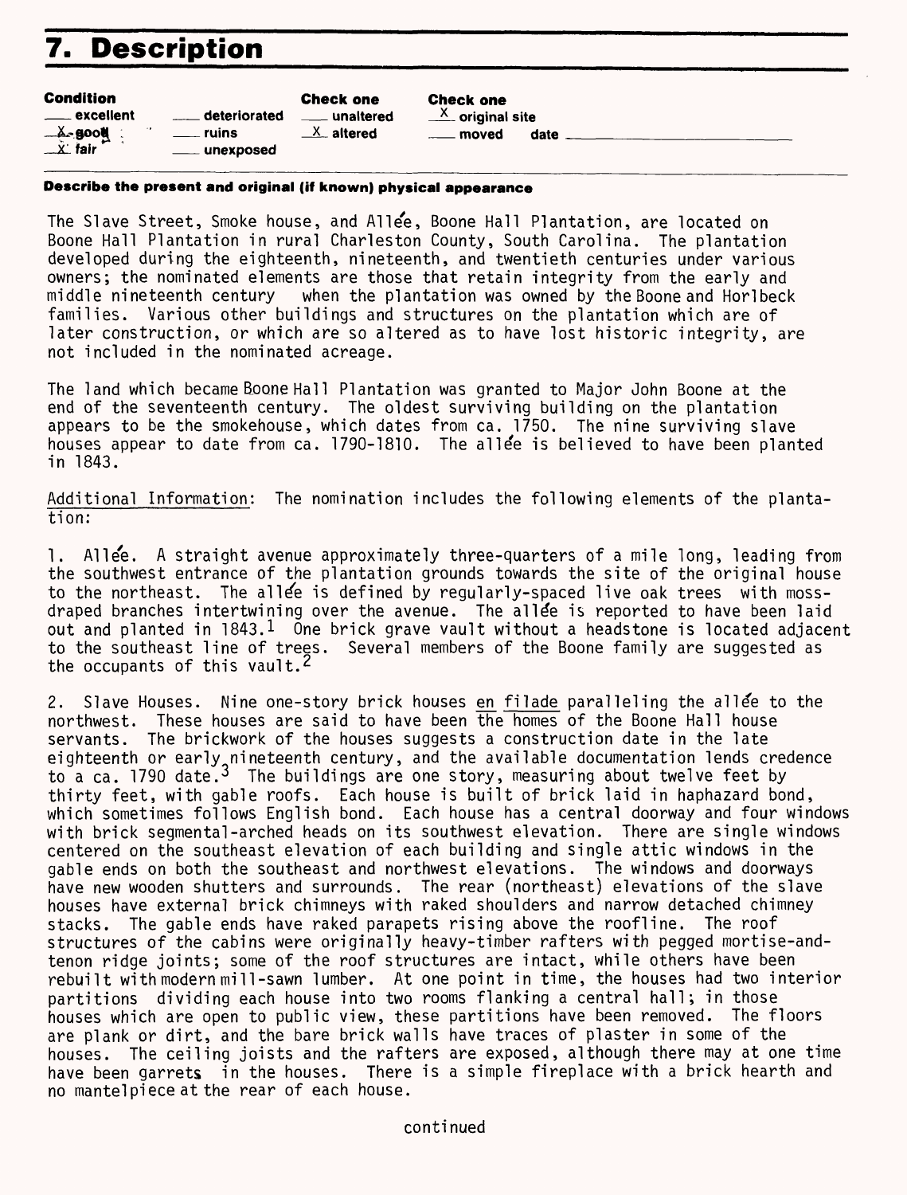# 7. Description

| Condition | | Check one | Check one |
|---|---|---|---|
| ___ excellent | ___ deteriorated | ___ unaltered | X original site |
| X good | ___ ruins | X altered | ___ moved date ___ |
| X fair | ___ unexposed | | |

**Describe the present and original (if known) physical appearance**

The Slave Street, Smoke house, and Allée, Boone Hall Plantation, are located on Boone Hall Plantation in rural Charleston County, South Carolina. The plantation developed during the eighteenth, nineteenth, and twentieth centuries under various owners; the nominated elements are those that retain integrity from the early and middle nineteenth century when the plantation was owned by the Boone and Horlbeck families. Various other buildings and structures on the plantation which are of later construction, or which are so altered as to have lost historic integrity, are not included in the nominated acreage.

The land which became Boone Hall Plantation was granted to Major John Boone at the end of the seventeenth century. The oldest surviving building on the plantation appears to be the smokehouse, which dates from ca. 1750. The nine surviving slave houses appear to date from ca. 1790-1810. The allée is believed to have been planted in 1843.

Additional Information: The nomination includes the following elements of the plantation:

1. Allée. A straight avenue approximately three-quarters of a mile long, leading from the southwest entrance of the plantation grounds towards the site of the original house to the northeast. The allée is defined by regularly-spaced live oak trees with moss-draped branches intertwining over the avenue. The allée is reported to have been laid out and planted in 1843.[1] One brick grave vault without a headstone is located adjacent to the southeast line of trees. Several members of the Boone family are suggested as the occupants of this vault.[2]

2. Slave Houses. Nine one-story brick houses en filade paralleling the allée to the northwest. These houses are said to have been the homes of the Boone Hall house servants. The brickwork of the houses suggests a construction date in the late eighteenth or early nineteenth century, and the available documentation lends credence to a ca. 1790 date.[3] The buildings are one story, measuring about twelve feet by thirty feet, with gable roofs. Each house is built of brick laid in haphazard bond, which sometimes follows English bond. Each house has a central doorway and four windows with brick segmental-arched heads on its southwest elevation. There are single windows centered on the southeast elevation of each building and single attic windows in the gable ends on both the southeast and northwest elevations. The windows and doorways have new wooden shutters and surrounds. The rear (northeast) elevations of the slave houses have external brick chimneys with raked shoulders and narrow detached chimney stacks. The gable ends have raked parapets rising above the roofline. The roof structures of the cabins were originally heavy-timber rafters with pegged mortise-and-tenon ridge joints; some of the roof structures are intact, while others have been rebuilt with modern mill-sawn lumber. At one point in time, the houses had two interior partitions dividing each house into two rooms flanking a central hall; in those houses which are open to public view, these partitions have been removed. The floors are plank or dirt, and the bare brick walls have traces of plaster in some of the houses. The ceiling joists and the rafters are exposed, although there may at one time have been garrets in the houses. There is a simple fireplace with a brick hearth and no mantelpiece at the rear of each house.

continued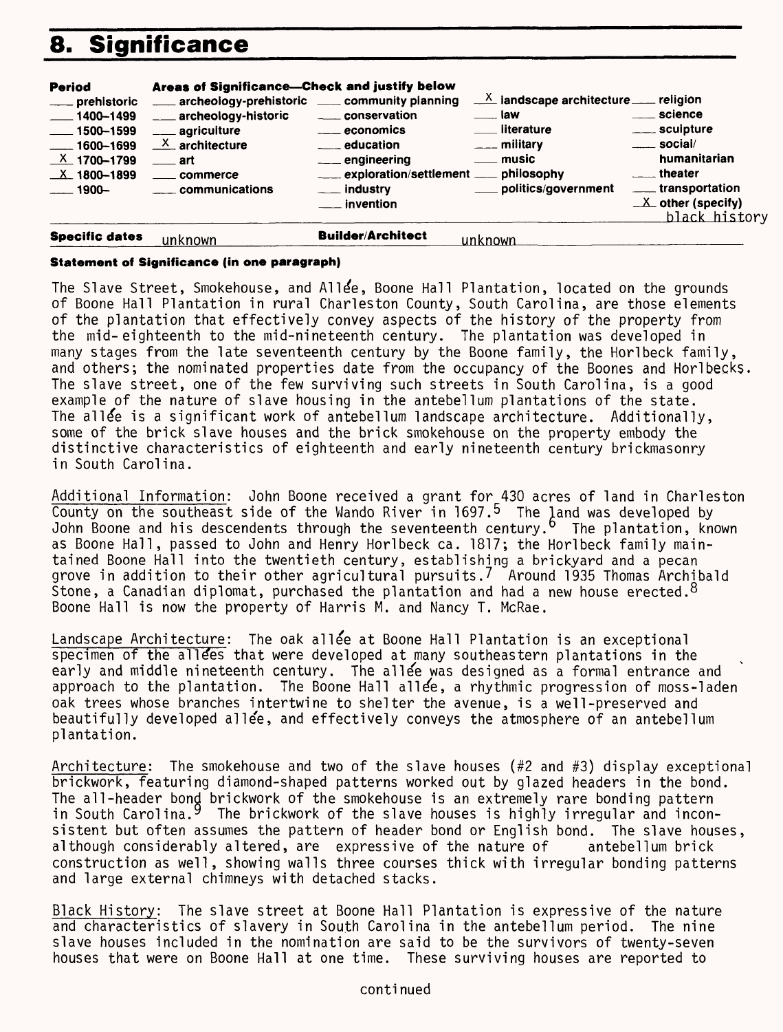# 8. Significance

| Period | Areas of Significance—Check and justify below | | | |
|---|---|---|---|---|
| ___ prehistoric | ___ archeology-prehistoric | ___ community planning | X landscape architecture | ___ religion |
| ___ 1400–1499 | ___ archeology-historic | ___ conservation | ___ law | ___ science |
| ___ 1500–1599 | ___ agriculture | ___ economics | ___ literature | ___ sculpture |
| ___ 1600–1699 | X architecture | ___ education | ___ military | ___ social/humanitarian |
| X 1700–1799 | ___ art | ___ engineering | ___ music | ___ theater |
| X 1800–1899 | ___ commerce | ___ exploration/settlement | ___ philosophy | ___ transportation |
| ___ 1900– | ___ communications | ___ industry | ___ politics/government | X other (specify) black history |
| | | ___ invention | | |

**Specific dates** unknown **Builder/Architect** unknown

**Statement of Significance (in one paragraph)**

The Slave Street, Smokehouse, and Allée, Boone Hall Plantation, located on the grounds of Boone Hall Plantation in rural Charleston County, South Carolina, are those elements of the plantation that effectively convey aspects of the history of the property from the mid-eighteenth to the mid-nineteenth century. The plantation was developed in many stages from the late seventeenth century by the Boone family, the Horlbeck family, and others; the nominated properties date from the occupancy of the Boones and Horlbecks. The slave street, one of the few surviving such streets in South Carolina, is a good example of the nature of slave housing in the antebellum plantations of the state. The allée is a significant work of antebellum landscape architecture. Additionally, some of the brick slave houses and the brick smokehouse on the property embody the distinctive characteristics of eighteenth and early nineteenth century brickmasonry in South Carolina.

Additional Information: John Boone received a grant for 430 acres of land in Charleston County on the southeast side of the Wando River in 1697.[5] The land was developed by John Boone and his descendents through the seventeenth century.[6] The plantation, known as Boone Hall, passed to John and Henry Horlbeck ca. 1817; the Horlbeck family maintained Boone Hall into the twentieth century, establishing a brickyard and a pecan grove in addition to their other agricultural pursuits.[7] Around 1935 Thomas Archibald Stone, a Canadian diplomat, purchased the plantation and had a new house erected.[8] Boone Hall is now the property of Harris M. and Nancy T. McRae.

Landscape Architecture: The oak allée at Boone Hall Plantation is an exceptional specimen of the allées that were developed at many southeastern plantations in the early and middle nineteenth century. The allée was designed as a formal entrance and approach to the plantation. The Boone Hall allée, a rhythmic progression of moss-laden oak trees whose branches intertwine to shelter the avenue, is a well-preserved and beautifully developed allée, and effectively conveys the atmosphere of an antebellum plantation.

Architecture: The smokehouse and two of the slave houses (#2 and #3) display exceptional brickwork, featuring diamond-shaped patterns worked out by glazed headers in the bond. The all-header bond brickwork of the smokehouse is an extremely rare bonding pattern in South Carolina.[9] The brickwork of the slave houses is highly irregular and inconsistent but often assumes the pattern of header bond or English bond. The slave houses, although considerably altered, are expressive of the nature of antebellum brick construction as well, showing walls three courses thick with irregular bonding patterns and large external chimneys with detached stacks.

Black History: The slave street at Boone Hall Plantation is expressive of the nature and characteristics of slavery in South Carolina in the antebellum period. The nine slave houses included in the nomination are said to be the survivors of twenty-seven houses that were on Boone Hall at one time. These surviving houses are reported to

continued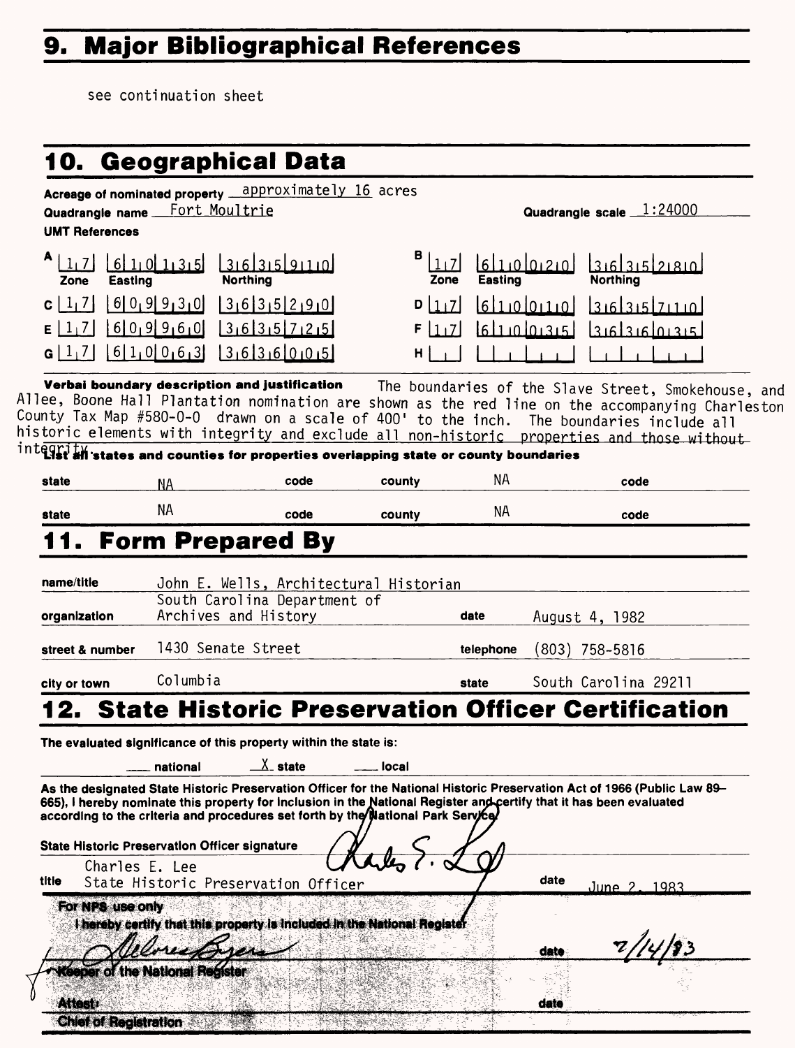## 9. Major Bibliographical References

see continuation sheet

## 10. Geographical Data

Acreage of nominated property approximately 16 acres

Quadrangle name Fort Moultrie

Quadrangle scale 1:24000

UMT References

| | Zone | Easting | Northing | | Zone | Easting | Northing |
|---|---|---|---|---|---|---|---|
| A | 17 | 610135 | 3635910 | B | 17 | 610020 | 3635280 |
| C | 17 | 609930 | 3635290 | D | 17 | 610010 | 3635710 |
| E | 17 | 609960 | 3635725 | F | 17 | 610035 | 3636035 |
| G | 17 | 610063 | 3636005 | H | | | |

**Verbal boundary description and justification** The boundaries of the Slave Street, Smokehouse, and Allee, Boone Hall Plantation nomination are shown as the red line on the accompanying Charleston County Tax Map #580-0-0 drawn on a scale of 400' to the inch. The boundaries include all historic elements with integrity and exclude all non-historic properties and those without integrity.

**List all states and counties for properties overlapping state or county boundaries**

| state | | code | county | | code |
|---|---|---|---|---|---|
| state | NA | code | county | NA | code |
| state | NA | code | county | NA | code |

## 11. Form Prepared By

name/title John E. Wells, Architectural Historian

organization South Carolina Department of Archives and History — date August 4, 1982

street & number 1430 Senate Street — telephone (803) 758-5816

city or town Columbia — state South Carolina 29211

## 12. State Historic Preservation Officer Certification

The evaluated significance of this property within the state is:

___ national  X state  ___ local

As the designated State Historic Preservation Officer for the National Historic Preservation Act of 1966 (Public Law 89–665), I hereby nominate this property for inclusion in the National Register and certify that it has been evaluated according to the criteria and procedures set forth by the National Park Service.

State Historic Preservation Officer signature

Charles E. Lee

title State Historic Preservation Officer — date June 2, 1983

**For NPS use only**

I hereby certify that this property is included in the National Register

Keeper of the National Register — date 7/14/83

Attest: — date

Chief of Registration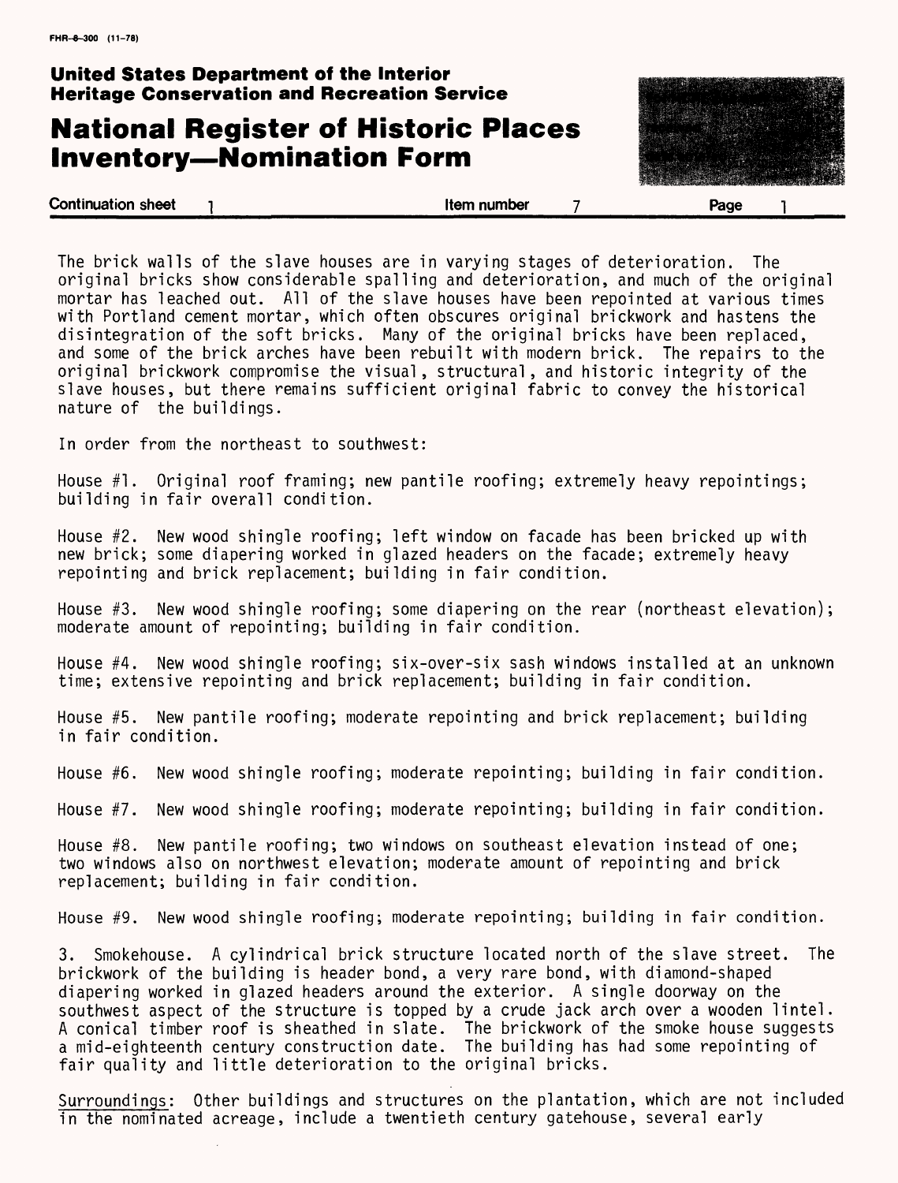The brick walls of the slave houses are in varying stages of deterioration. The original bricks show considerable spalling and deterioration, and much of the original mortar has leached out. All of the slave houses have been repointed at various times with Portland cement mortar, which often obscures original brickwork and hastens the disintegration of the soft bricks. Many of the original bricks have been replaced, and some of the brick arches have been rebuilt with modern brick. The repairs to the original brickwork compromise the visual, structural, and historic integrity of the slave houses, but there remains sufficient original fabric to convey the historical nature of the buildings.

In order from the northeast to southwest:

House #1. Original roof framing; new pantile roofing; extremely heavy repointings; building in fair overall condition.

House #2. New wood shingle roofing; left window on facade has been bricked up with new brick; some diapering worked in glazed headers on the facade; extremely heavy repointing and brick replacement; building in fair condition.

House #3. New wood shingle roofing; some diapering on the rear (northeast elevation); moderate amount of repointing; building in fair condition.

House #4. New wood shingle roofing; six-over-six sash windows installed at an unknown time; extensive repointing and brick replacement; building in fair condition.

House #5. New pantile roofing; moderate repointing and brick replacement; building in fair condition.

House #6. New wood shingle roofing; moderate repointing; building in fair condition.

House #7. New wood shingle roofing; moderate repointing; building in fair condition.

House #8. New pantile roofing; two windows on southeast elevation instead of one; two windows also on northwest elevation; moderate amount of repointing and brick replacement; building in fair condition.

House #9. New wood shingle roofing; moderate repointing; building in fair condition.

3. Smokehouse. A cylindrical brick structure located north of the slave street. The brickwork of the building is header bond, a very rare bond, with diamond-shaped diapering worked in glazed headers around the exterior. A single doorway on the southwest aspect of the structure is topped by a crude jack arch over a wooden lintel. A conical timber roof is sheathed in slate. The brickwork of the smoke house suggests a mid-eighteenth century construction date. The building has had some repointing of fair quality and little deterioration to the original bricks.

Surroundings: Other buildings and structures on the plantation, which are not included in the nominated acreage, include a twentieth century gatehouse, several early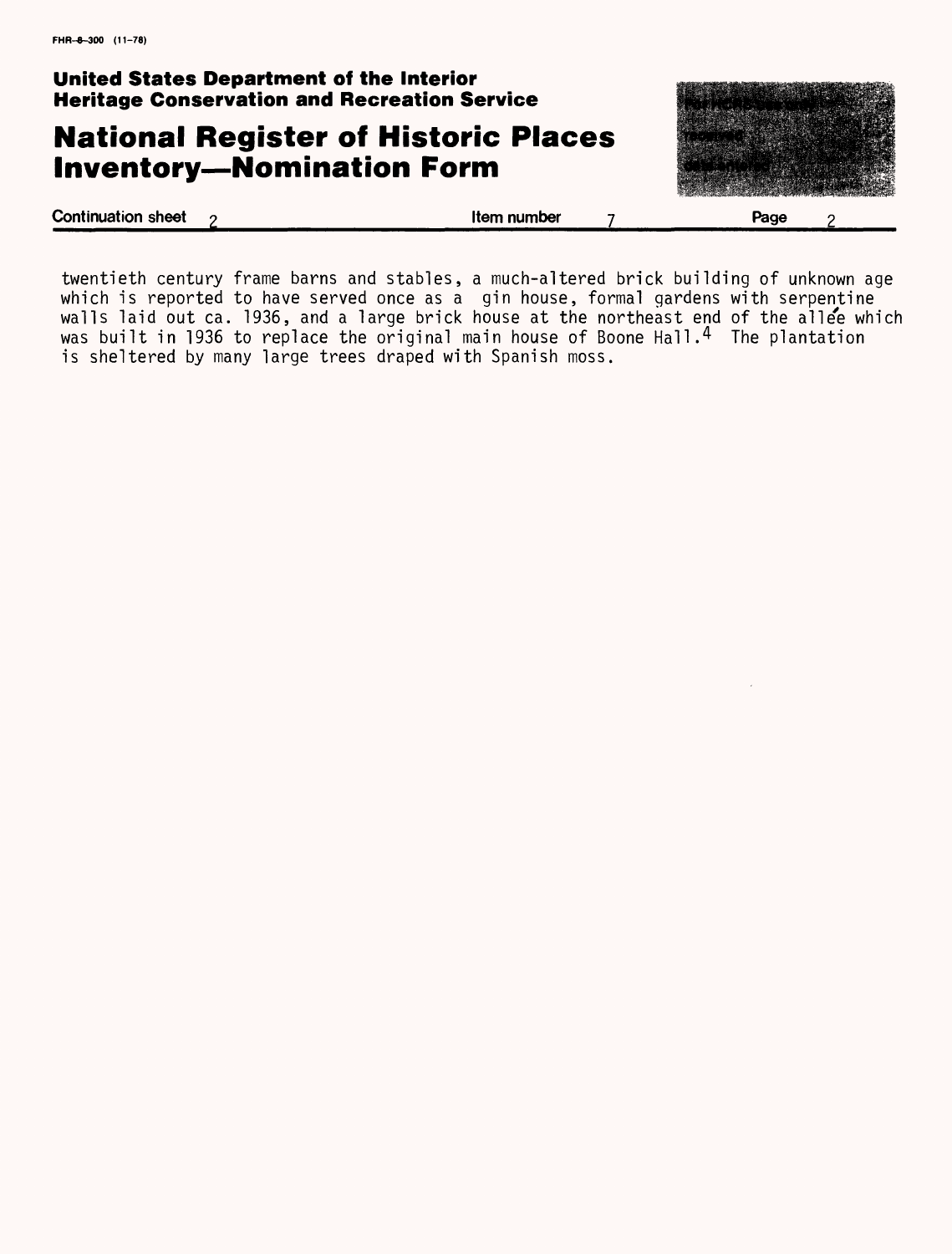twentieth century frame barns and stables, a much-altered brick building of unknown age which is reported to have served once as a gin house, formal gardens with serpentine walls laid out ca. 1936, and a large brick house at the northeast end of the allée which was built in 1936 to replace the original main house of Boone Hall.[4] The plantation is sheltered by many large trees draped with Spanish moss.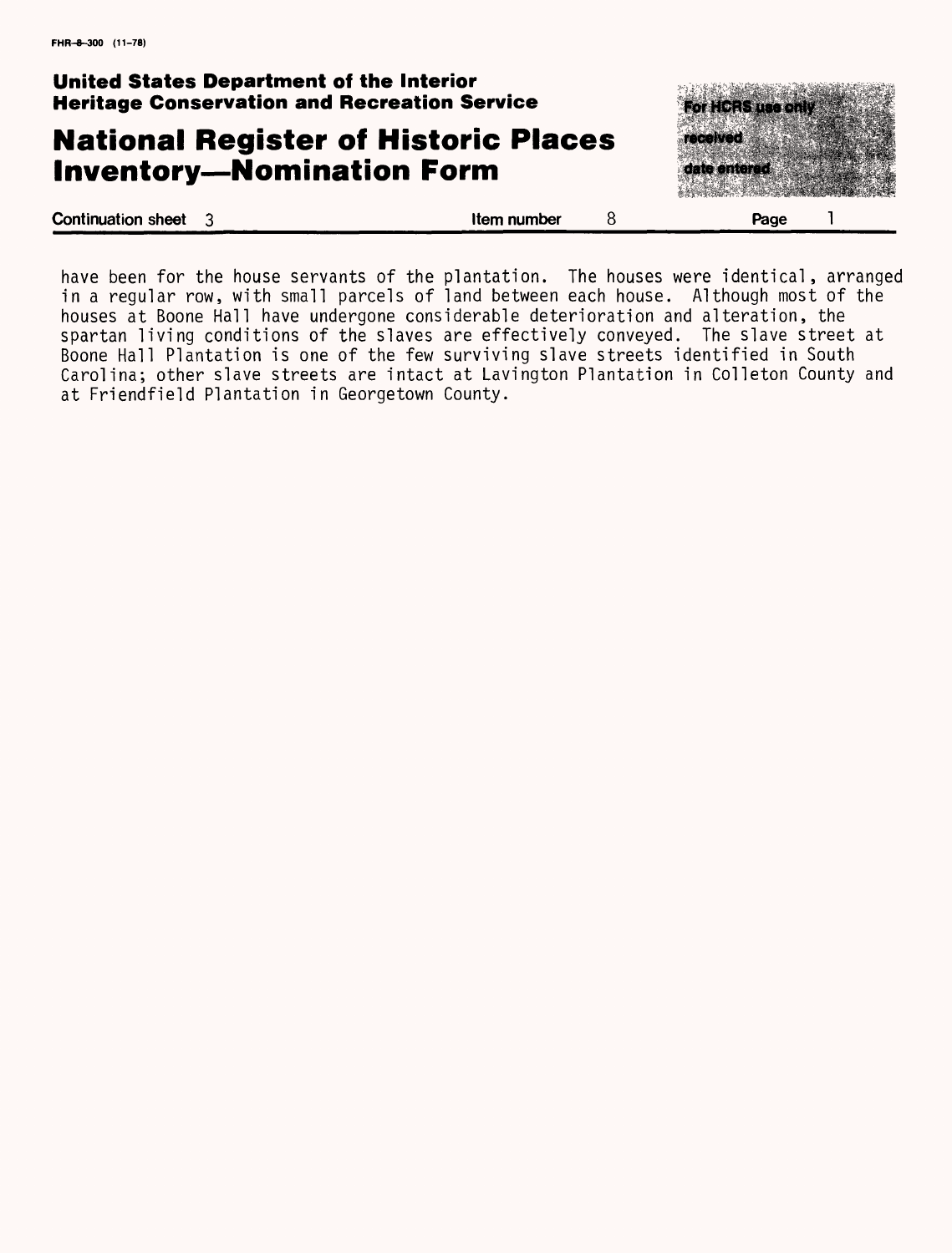have been for the house servants of the plantation. The houses were identical, arranged in a regular row, with small parcels of land between each house. Although most of the houses at Boone Hall have undergone considerable deterioration and alteration, the spartan living conditions of the slaves are effectively conveyed. The slave street at Boone Hall Plantation is one of the few surviving slave streets identified in South Carolina; other slave streets are intact at Lavington Plantation in Colleton County and at Friendfield Plantation in Georgetown County.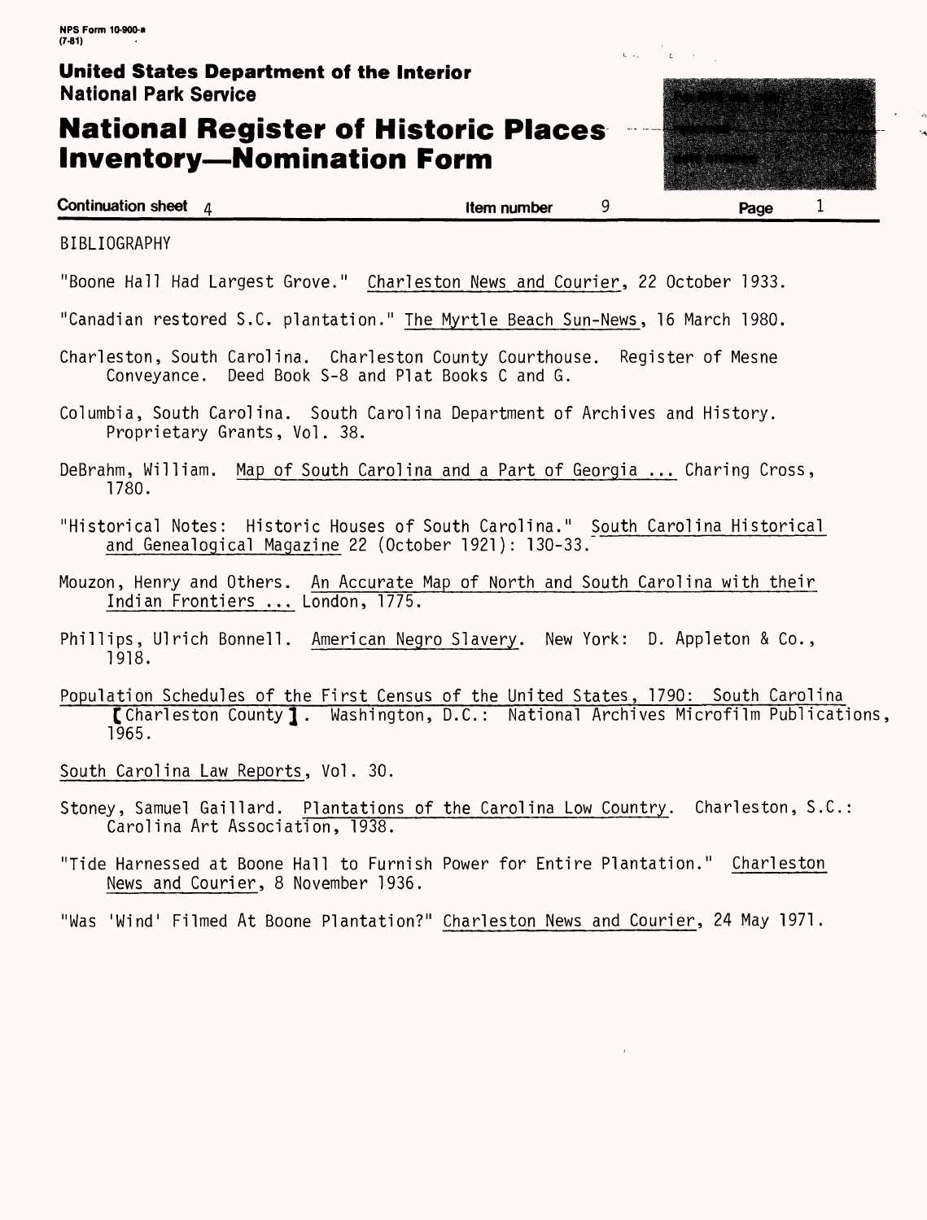NPS Form 10-900-a
(7-81)

**United States Department of the Interior**
**National Park Service**

# National Register of Historic Places Inventory—Nomination Form

**Continuation sheet** 4 **Item number** 9 **Page** 1

BIBLIOGRAPHY

"Boone Hall Had Largest Grove." Charleston News and Courier, 22 October 1933.

"Canadian restored S.C. plantation." The Myrtle Beach Sun-News, 16 March 1980.

Charleston, South Carolina. Charleston County Courthouse. Register of Mesne Conveyance. Deed Book S-8 and Plat Books C and G.

Columbia, South Carolina. South Carolina Department of Archives and History. Proprietary Grants, Vol. 38.

DeBrahm, William. Map of South Carolina and a Part of Georgia ... Charing Cross, 1780.

"Historical Notes: Historic Houses of South Carolina." South Carolina Historical and Genealogical Magazine 22 (October 1921): 130-33.

Mouzon, Henry and Others. An Accurate Map of North and South Carolina with their Indian Frontiers ... London, 1775.

Phillips, Ulrich Bonnell. American Negro Slavery. New York: D. Appleton & Co., 1918.

Population Schedules of the First Census of the United States, 1790: South Carolina [Charleston County]. Washington, D.C.: National Archives Microfilm Publications, 1965.

South Carolina Law Reports, Vol. 30.

Stoney, Samuel Gaillard. Plantations of the Carolina Low Country. Charleston, S.C.: Carolina Art Association, 1938.

"Tide Harnessed at Boone Hall to Furnish Power for Entire Plantation." Charleston News and Courier, 8 November 1936.

"Was 'Wind' Filmed At Boone Plantation?" Charleston News and Courier, 24 May 1971.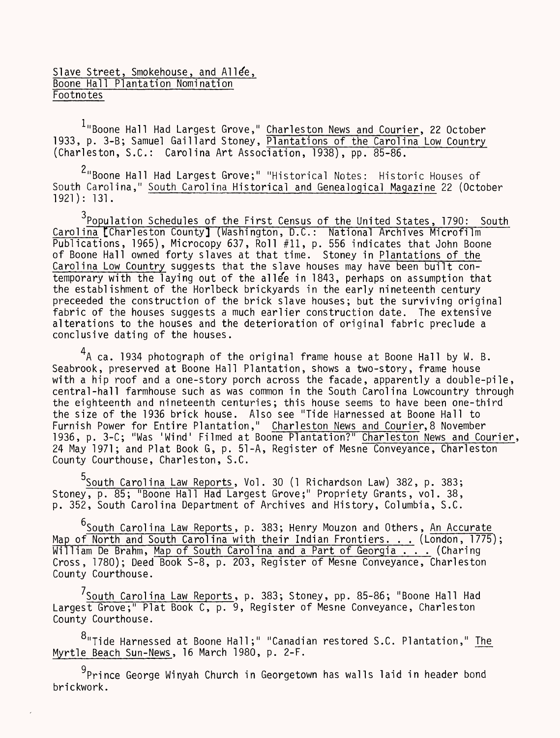Slave Street, Smokehouse, and Allée,
Boone Hall Plantation Nomination
Footnotes

[1]"Boone Hall Had Largest Grove," Charleston News and Courier, 22 October 1933, p. 3-B; Samuel Gaillard Stoney, Plantations of the Carolina Low Country (Charleston, S.C.: Carolina Art Association, 1938), pp. 85-86.

[2]"Boone Hall Had Largest Grove;" "Historical Notes: Historic Houses of South Carolina," South Carolina Historical and Genealogical Magazine 22 (October 1921): 131.

[3]Population Schedules of the First Census of the United States, 1790: South Carolina [Charleston County] (Washington, D.C.: National Archives Microfilm Publications, 1965), Microcopy 637, Roll #11, p. 556 indicates that John Boone of Boone Hall owned forty slaves at that time. Stoney in Plantations of the Carolina Low Country suggests that the slave houses may have been built contemporary with the laying out of the allée in 1843, perhaps on assumption that the establishment of the Horlbeck brickyards in the early nineteenth century preceeded the construction of the brick slave houses; but the surviving original fabric of the houses suggests a much earlier construction date. The extensive alterations to the houses and the deterioration of original fabric preclude a conclusive dating of the houses.

[4]A ca. 1934 photograph of the original frame house at Boone Hall by W. B. Seabrook, preserved at Boone Hall Plantation, shows a two-story, frame house with a hip roof and a one-story porch across the facade, apparently a double-pile, central-hall farmhouse such as was common in the South Carolina Lowcountry through the eighteenth and nineteenth centuries; this house seems to have been one-third the size of the 1936 brick house. Also see "Tide Harnessed at Boone Hall to Furnish Power for Entire Plantation," Charleston News and Courier, 8 November 1936, p. 3-C; "Was 'Wind' Filmed at Boone Plantation?" Charleston News and Courier, 24 May 1971; and Plat Book G, p. 51-A, Register of Mesne Conveyance, Charleston County Courthouse, Charleston, S.C.

[5]South Carolina Law Reports, Vol. 30 (1 Richardson Law) 382, p. 383; Stoney, p. 85; "Boone Hall Had Largest Grove;" Propriety Grants, vol. 38, p. 352, South Carolina Department of Archives and History, Columbia, S.C.

[6]South Carolina Law Reports, p. 383; Henry Mouzon and Others, An Accurate Map of North and South Carolina with their Indian Frontiers. . . (London, 1775); William De Brahm, Map of South Carolina and a Part of Georgia . . . (Charing Cross, 1780); Deed Book S-8, p. 203, Register of Mesne Conveyance, Charleston County Courthouse.

[7]South Carolina Law Reports, p. 383; Stoney, pp. 85-86; "Boone Hall Had Largest Grove;" Plat Book C, p. 9, Register of Mesne Conveyance, Charleston County Courthouse.

[8]"Tide Harnessed at Boone Hall;" "Canadian restored S.C. Plantation," The Myrtle Beach Sun-News, 16 March 1980, p. 2-F.

[9]Prince George Winyah Church in Georgetown has walls laid in header bond brickwork.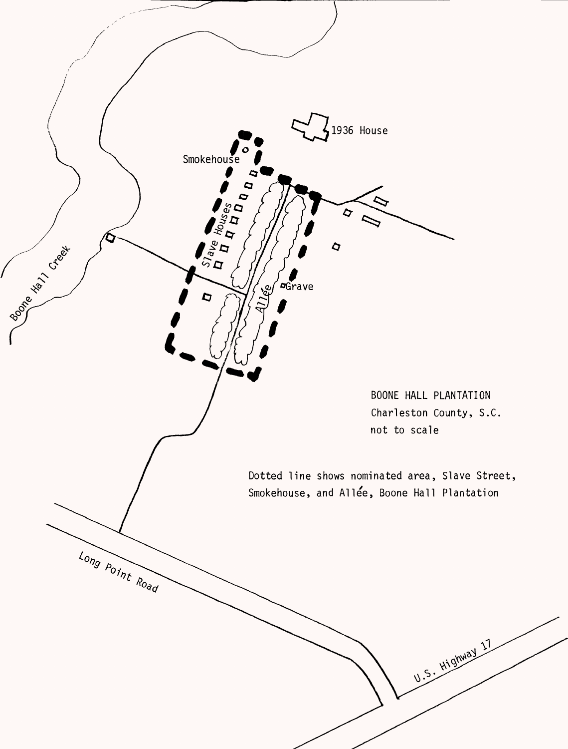1936 House

Smokehouse

Slave Houses

Allée

Grave

Boone Hall Creek

BOONE HALL PLANTATION
Charleston County, S.C.
not to scale

Dotted line shows nominated area, Slave Street, Smokehouse, and Allée, Boone Hall Plantation

Long Point Road

U.S. Highway 17